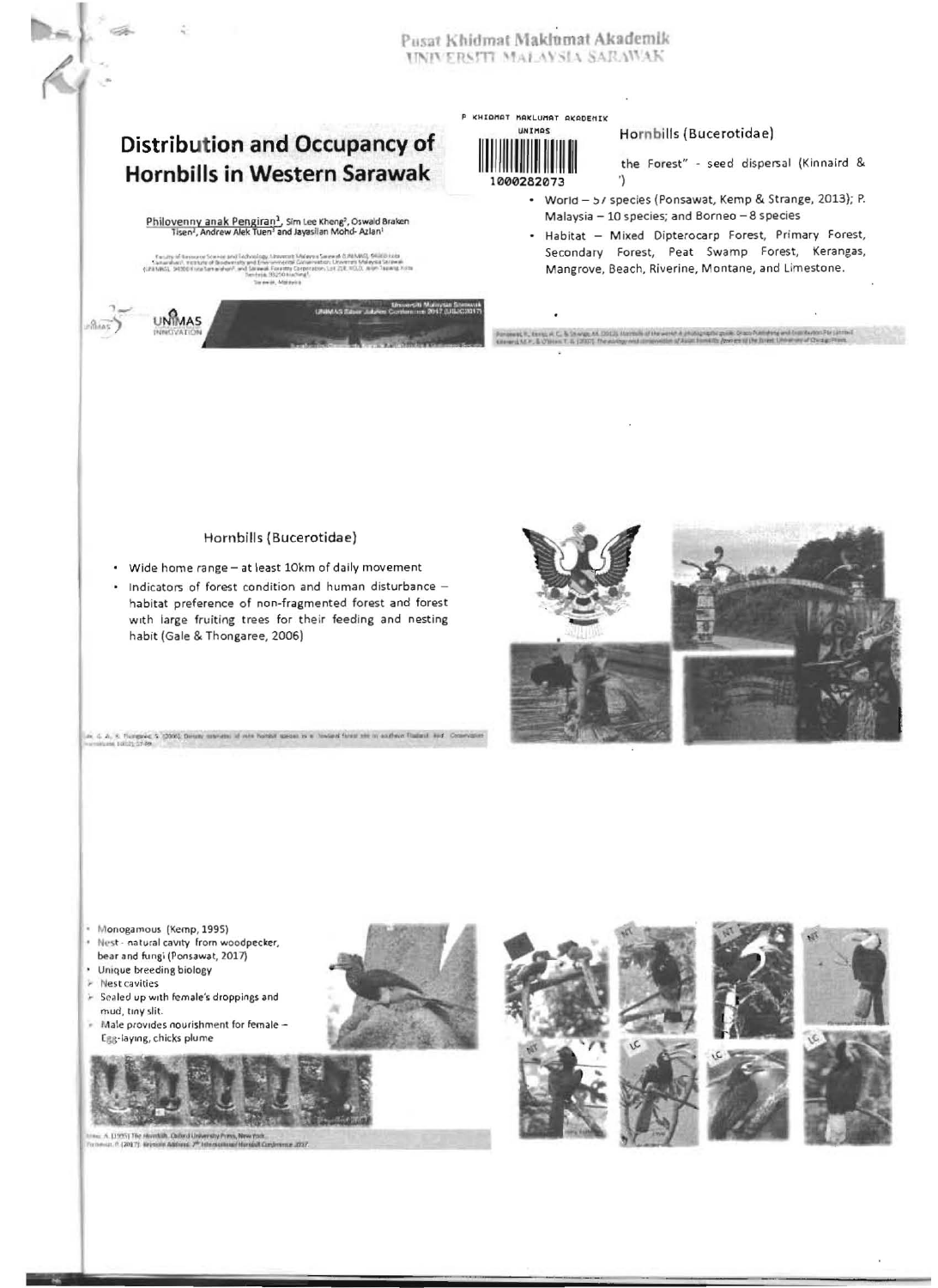Pusat Khidmat Maklumat Akademik
UNIVERSITI MALAYSIA SARAWAK

P KHIDMAT MAKLUMAT AKADEMIK
UNIMAS
1000282073

# Distribution and Occupancy of Hornbills in Western Sarawak

Philovenny anak Pengiran[1], Sim Lee Kheng[2], Oswald Braken Tisen[3], Andrew Alek Tuen[2] and Jayasilan Mohd-Azlan[1]

## Hornbills (Bucerotidae)

the Forest" - seed dispersal (Kinnaird & ')

- World – 57 species (Ponsawat, Kemp & Strange, 2013); P. Malaysia – 10 species; and Borneo – 8 species
- Habitat – Mixed Dipterocarp Forest, Primary Forest, Secondary Forest, Peat Swamp Forest, Kerangas, Mangrove, Beach, Riverine, Montane, and Limestone.

## Hornbills (Bucerotidae)

- Wide home range – at least 10km of daily movement
- Indicators of forest condition and human disturbance – habitat preference of non-fragmented forest and forest with large fruiting trees for their feeding and nesting habit (Gale & Thongaree, 2006)

---

- Monogamous (Kemp, 1995)
- Nest - natural cavity from woodpecker, bear and fungi (Ponsawat, 2017)
- Unique breeding biology
  - Nest cavities
  - Sealed up with female's droppings and mud, tiny slit.
  - Male provides nourishment for female – Egg-laying, chicks plume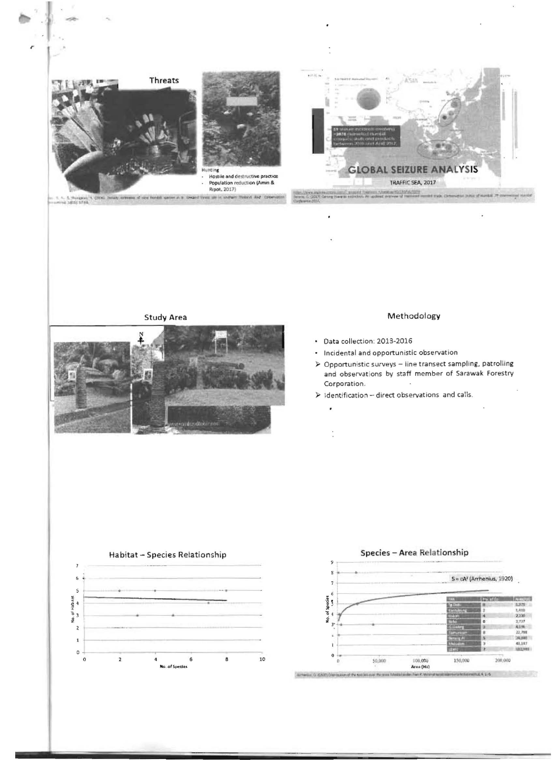## Threats

Hunting

- Hostile and destructive practice
- Population reduction (Amin & Ripot, 2017)

## GLOBAL SEIZURE ANALYSIS

TRAFFIC SEA, 2017

59 seizure incidents involving ~2878 (helmeted) hornbill casques, skulls and products between 2010 and April 2017.

## Study Area

## Methodology

- Data collection: 2013-2016
- Incidental and opportunistic observation
- ➢ Opportunistic surveys – line transect sampling, patrolling and observations by staff member of Sarawak Forestry Corporation.
- ➢ Identification – direct observations and calls.

## Habitat – Species Relationship

## Species – Area Relationship

$S = cA^z$ (Arrhenius, 1920)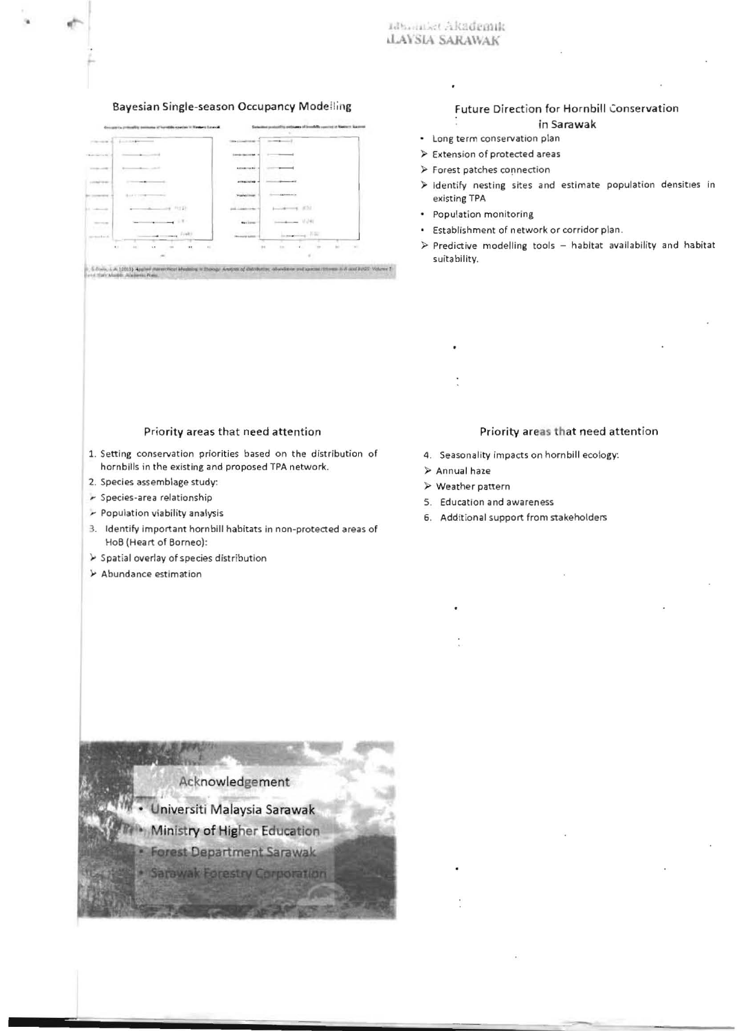## Bayesian Single-season Occupancy Modelling

## Future Direction for Hornbill Conservation in Sarawak

- Long term conservation plan
  - Extension of protected areas
  - Forest patches connection
  - Identify nesting sites and estimate population densities in existing TPA
- Population monitoring
- Establishment of network or corridor plan.
  - Predictive modelling tools – habitat availability and habitat suitability.

## Priority areas that need attention

1. Setting conservation priorities based on the distribution of hornbills in the existing and proposed TPA network.
2. Species assemblage study:
   - Species-area relationship
   - Population viability analysis
3. Identify important hornbill habitats in non-protected areas of HoB (Heart of Borneo):
   - Spatial overlay of species distribution
   - Abundance estimation

## Priority areas that need attention

4. Seasonality impacts on hornbill ecology:
   - Annual haze
   - Weather pattern
5. Education and awareness
6. Additional support from stakeholders

## Acknowledgement

- Universiti Malaysia Sarawak
- Ministry of Higher Education
- Forest Department Sarawak
- Sarawak Forestry Corporation